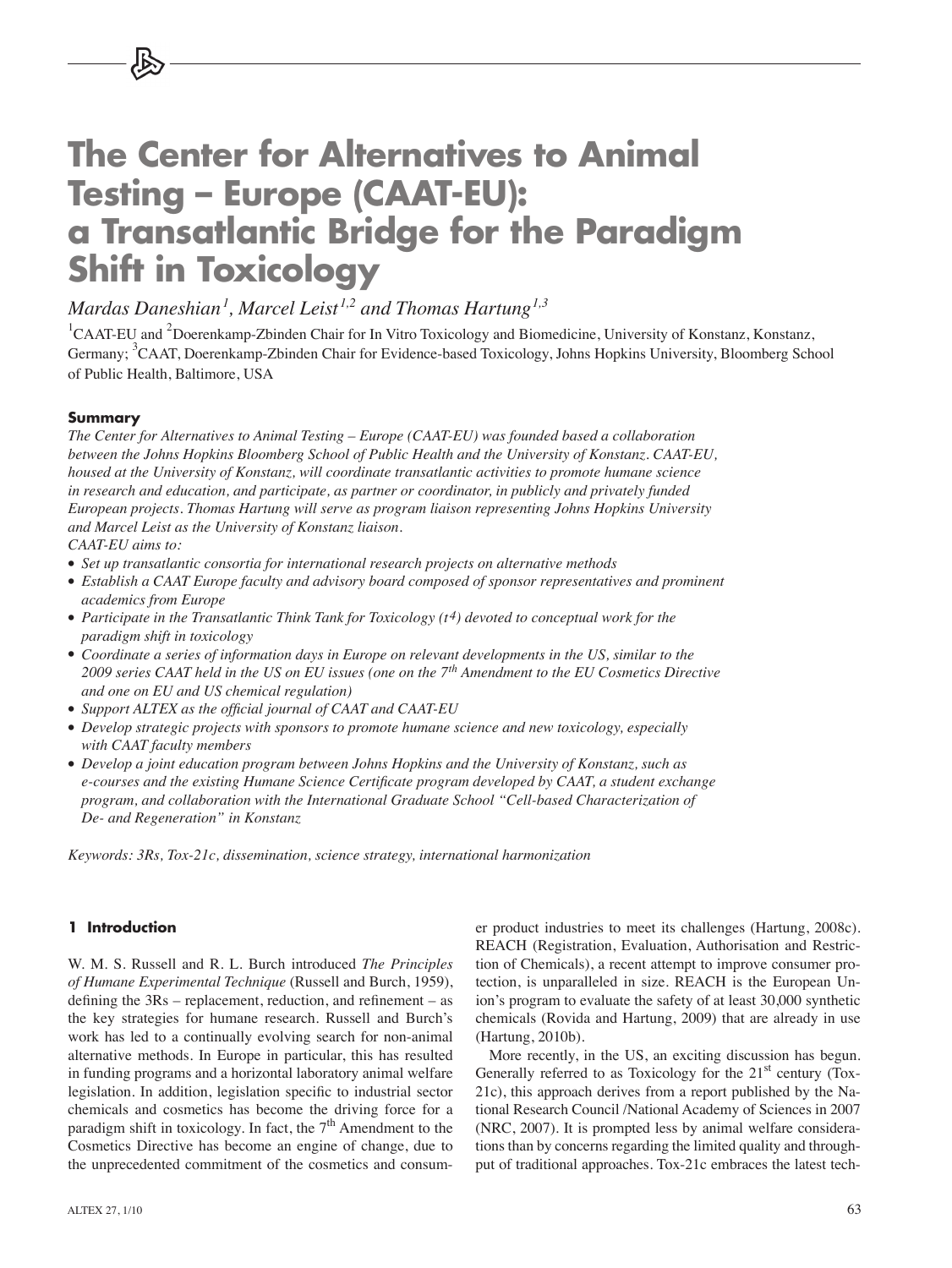# The Center for Alternatives to Animal Testing – Europe (CAAT-EU): a Transatlantic Bridge for the Paradigm Shift in Toxicology

*Mardas Daneshian[1], Marcel Leist[1,2] and Thomas Hartung[1,3]*

[1]CAAT-EU and [2]Doerenkamp-Zbinden Chair for In Vitro Toxicology and Biomedicine, University of Konstanz, Konstanz, Germany; [3]CAAT, Doerenkamp-Zbinden Chair for Evidence-based Toxicology, Johns Hopkins University, Bloomberg School of Public Health, Baltimore, USA

### Summary

*The Center for Alternatives to Animal Testing – Europe (CAAT-EU) was founded based a collaboration between the Johns Hopkins Bloomberg School of Public Health and the University of Konstanz. CAAT-EU, housed at the University of Konstanz, will coordinate transatlantic activities to promote humane science in research and education, and participate, as partner or coordinator, in publicly and privately funded European projects. Thomas Hartung will serve as program liaison representing Johns Hopkins University and Marcel Leist as the University of Konstanz liaison.*

*CAAT-EU aims to:*

- *Set up transatlantic consortia for international research projects on alternative methods*
- *Establish a CAAT Europe faculty and advisory board composed of sponsor representatives and prominent academics from Europe*
- *Participate in the Transatlantic Think Tank for Toxicology ($t^4$) devoted to conceptual work for the paradigm shift in toxicology*
- *Coordinate a series of information days in Europe on relevant developments in the US, similar to the 2009 series CAAT held in the US on EU issues (one on the 7th Amendment to the EU Cosmetics Directive and one on EU and US chemical regulation)*
- *Support ALTEX as the official journal of CAAT and CAAT-EU*
- *Develop strategic projects with sponsors to promote humane science and new toxicology, especially with CAAT faculty members*
- *Develop a joint education program between Johns Hopkins and the University of Konstanz, such as e-courses and the existing Humane Science Certificate program developed by CAAT, a student exchange program, and collaboration with the International Graduate School "Cell-based Characterization of De- and Regeneration" in Konstanz*

*Keywords: 3Rs, Tox-21c, dissemination, science strategy, international harmonization*

## 1 Introduction

W. M. S. Russell and R. L. Burch introduced *The Principles of Humane Experimental Technique* (Russell and Burch, 1959), defining the 3Rs – replacement, reduction, and refinement – as the key strategies for humane research. Russell and Burch's work has led to a continually evolving search for non-animal alternative methods. In Europe in particular, this has resulted in funding programs and a horizontal laboratory animal welfare legislation. In addition, legislation specific to industrial sector chemicals and cosmetics has become the driving force for a paradigm shift in toxicology. In fact, the 7th Amendment to the Cosmetics Directive has become an engine of change, due to the unprecedented commitment of the cosmetics and consumer product industries to meet its challenges (Hartung, 2008c). REACH (Registration, Evaluation, Authorisation and Restriction of Chemicals), a recent attempt to improve consumer protection, is unparalleled in size. REACH is the European Union's program to evaluate the safety of at least 30,000 synthetic chemicals (Rovida and Hartung, 2009) that are already in use (Hartung, 2010b).

More recently, in the US, an exciting discussion has begun. Generally referred to as Toxicology for the 21st century (Tox-21c), this approach derives from a report published by the National Research Council /National Academy of Sciences in 2007 (NRC, 2007). It is prompted less by animal welfare considerations than by concerns regarding the limited quality and throughput of traditional approaches. Tox-21c embraces the latest tech-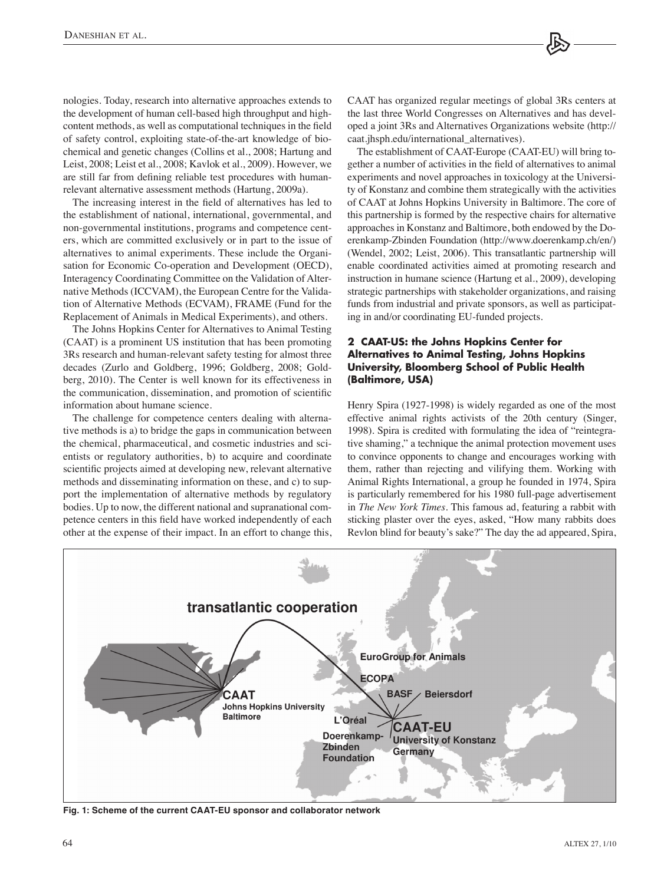nologies. Today, research into alternative approaches extends to the development of human cell-based high throughput and high-content methods, as well as computational techniques in the field of safety control, exploiting state-of-the-art knowledge of biochemical and genetic changes (Collins et al., 2008; Hartung and Leist, 2008; Leist et al., 2008; Kavlok et al., 2009). However, we are still far from defining reliable test procedures with human-relevant alternative assessment methods (Hartung, 2009a).

The increasing interest in the field of alternatives has led to the establishment of national, international, governmental, and non-governmental institutions, programs and competence centers, which are committed exclusively or in part to the issue of alternatives to animal experiments. These include the Organisation for Economic Co-operation and Development (OECD), Interagency Coordinating Committee on the Validation of Alternative Methods (ICCVAM), the European Centre for the Validation of Alternative Methods (ECVAM), FRAME (Fund for the Replacement of Animals in Medical Experiments), and others.

The Johns Hopkins Center for Alternatives to Animal Testing (CAAT) is a prominent US institution that has been promoting 3Rs research and human-relevant safety testing for almost three decades (Zurlo and Goldberg, 1996; Goldberg, 2008; Goldberg, 2010). The Center is well known for its effectiveness in the communication, dissemination, and promotion of scientific information about humane science.

The challenge for competence centers dealing with alternative methods is a) to bridge the gaps in communication between the chemical, pharmaceutical, and cosmetic industries and scientists or regulatory authorities, b) to acquire and coordinate scientific projects aimed at developing new, relevant alternative methods and disseminating information on these, and c) to support the implementation of alternative methods by regulatory bodies. Up to now, the different national and supranational competence centers in this field have worked independently of each other at the expense of their impact. In an effort to change this, CAAT has organized regular meetings of global 3Rs centers at the last three World Congresses on Alternatives and has developed a joint 3Rs and Alternatives Organizations website (http://caat.jhsph.edu/international_alternatives).

The establishment of CAAT-Europe (CAAT-EU) will bring together a number of activities in the field of alternatives to animal experiments and novel approaches in toxicology at the University of Konstanz and combine them strategically with the activities of CAAT at Johns Hopkins University in Baltimore. The core of this partnership is formed by the respective chairs for alternative approaches in Konstanz and Baltimore, both endowed by the Doerenkamp-Zbinden Foundation (http://www.doerenkamp.ch/en/) (Wendel, 2002; Leist, 2006). This transatlantic partnership will enable coordinated activities aimed at promoting research and instruction in humane science (Hartung et al., 2009), developing strategic partnerships with stakeholder organizations, and raising funds from industrial and private sponsors, as well as participating in and/or coordinating EU-funded projects.

## 2 CAAT-US: the Johns Hopkins Center for Alternatives to Animal Testing, Johns Hopkins University, Bloomberg School of Public Health (Baltimore, USA)

Henry Spira (1927-1998) is widely regarded as one of the most effective animal rights activists of the 20th century (Singer, 1998). Spira is credited with formulating the idea of "reintegrative shaming," a technique the animal protection movement uses to convince opponents to change and encourages working with them, rather than rejecting and vilifying them. Working with Animal Rights International, a group he founded in 1974, Spira is particularly remembered for his 1980 full-page advertisement in *The New York Times*. This famous ad, featuring a rabbit with sticking plaster over the eyes, asked, "How many rabbits does Revlon blind for beauty's sake?" The day the ad appeared, Spira,

**Fig. 1: Scheme of the current CAAT-EU sponsor and collaborator network**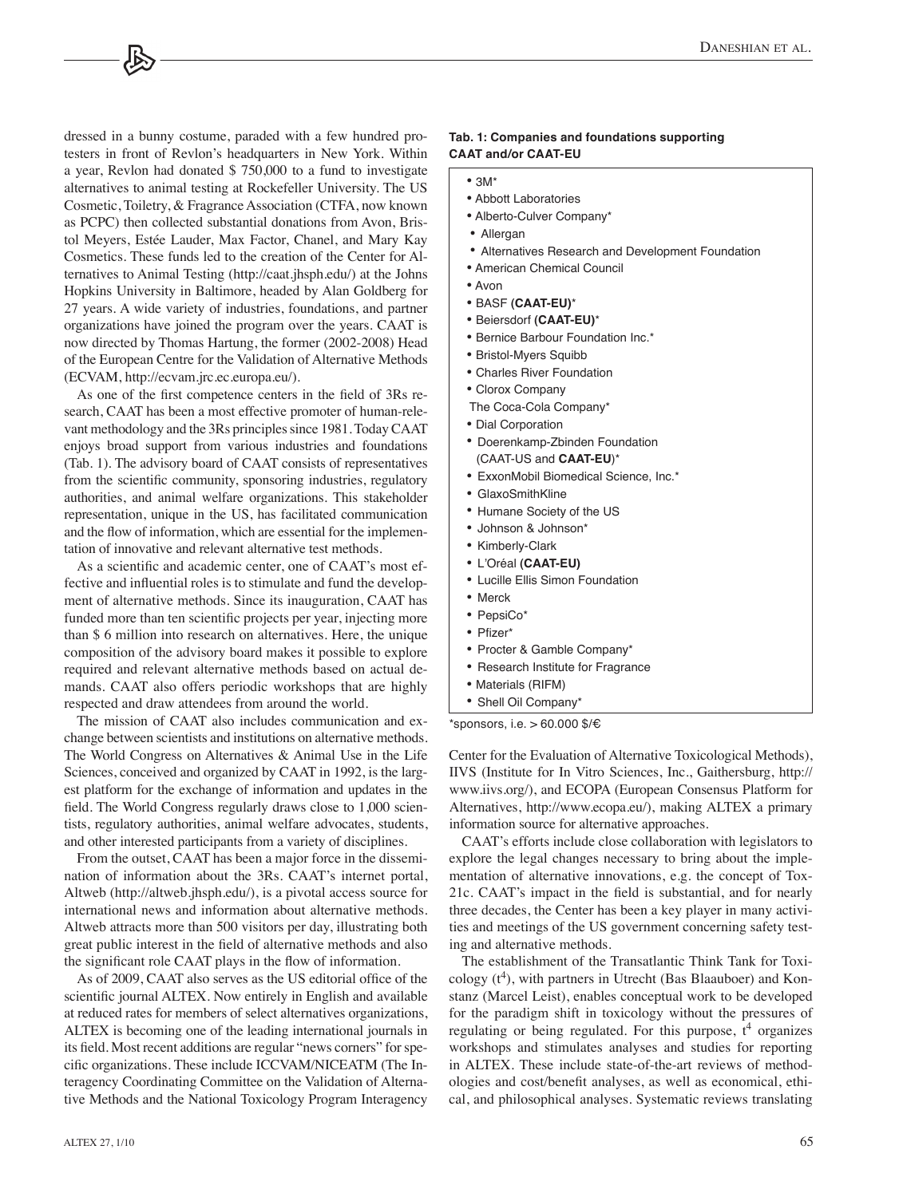dressed in a bunny costume, paraded with a few hundred protesters in front of Revlon's headquarters in New York. Within a year, Revlon had donated $ 750,000 to a fund to investigate alternatives to animal testing at Rockefeller University. The US Cosmetic, Toiletry, & Fragrance Association (CTFA, now known as PCPC) then collected substantial donations from Avon, Bristol Meyers, Estée Lauder, Max Factor, Chanel, and Mary Kay Cosmetics. These funds led to the creation of the Center for Alternatives to Animal Testing (http://caat.jhsph.edu/) at the Johns Hopkins University in Baltimore, headed by Alan Goldberg for 27 years. A wide variety of industries, foundations, and partner organizations have joined the program over the years. CAAT is now directed by Thomas Hartung, the former (2002-2008) Head of the European Centre for the Validation of Alternative Methods (ECVAM, http://ecvam.jrc.ec.europa.eu/).

As one of the first competence centers in the field of 3Rs research, CAAT has been a most effective promoter of human-relevant methodology and the 3Rs principles since 1981. Today CAAT enjoys broad support from various industries and foundations (Tab. 1). The advisory board of CAAT consists of representatives from the scientific community, sponsoring industries, regulatory authorities, and animal welfare organizations. This stakeholder representation, unique in the US, has facilitated communication and the flow of information, which are essential for the implementation of innovative and relevant alternative test methods.

As a scientific and academic center, one of CAAT's most effective and influential roles is to stimulate and fund the development of alternative methods. Since its inauguration, CAAT has funded more than ten scientific projects per year, injecting more than $ 6 million into research on alternatives. Here, the unique composition of the advisory board makes it possible to explore required and relevant alternative methods based on actual demands. CAAT also offers periodic workshops that are highly respected and draw attendees from around the world.

The mission of CAAT also includes communication and exchange between scientists and institutions on alternative methods. The World Congress on Alternatives & Animal Use in the Life Sciences, conceived and organized by CAAT in 1992, is the largest platform for the exchange of information and updates in the field. The World Congress regularly draws close to 1,000 scientists, regulatory authorities, animal welfare advocates, students, and other interested participants from a variety of disciplines.

From the outset, CAAT has been a major force in the dissemination of information about the 3Rs. CAAT's internet portal, Altweb (http://altweb.jhsph.edu/), is a pivotal access source for international news and information about alternative methods. Altweb attracts more than 500 visitors per day, illustrating both great public interest in the field of alternative methods and also the significant role CAAT plays in the flow of information.

As of 2009, CAAT also serves as the US editorial office of the scientific journal ALTEX. Now entirely in English and available at reduced rates for members of select alternatives organizations, ALTEX is becoming one of the leading international journals in its field. Most recent additions are regular "news corners" for specific organizations. These include ICCVAM/NICEATM (The Interagency Coordinating Committee on the Validation of Alternative Methods and the National Toxicology Program Interagency Center for the Evaluation of Alternative Toxicological Methods), IIVS (Institute for In Vitro Sciences, Inc., Gaithersburg, http://www.iivs.org/), and ECOPA (European Consensus Platform for Alternatives, http://www.ecopa.eu/), making ALTEX a primary information source for alternative approaches.

**Tab. 1: Companies and foundations supporting CAAT and/or CAAT-EU**

- 3M*
- Abbott Laboratories
- Alberto-Culver Company*
- Allergan
- Alternatives Research and Development Foundation
- American Chemical Council
- Avon
- BASF **(CAAT-EU)***
- Beiersdorf **(CAAT-EU)***
- Bernice Barbour Foundation Inc.*
- Bristol-Myers Squibb
- Charles River Foundation
- Clorox Company
- The Coca-Cola Company*
- Dial Corporation
- Doerenkamp-Zbinden Foundation (CAAT-US and **CAAT-EU**)*
- ExxonMobil Biomedical Science, Inc.*
- GlaxoSmithKline
- Humane Society of the US
- Johnson & Johnson*
- Kimberly-Clark
- L'Oréal **(CAAT-EU)**
- Lucille Ellis Simon Foundation
- Merck
- PepsiCo*
- Pfizer*
- Procter & Gamble Company*
- Research Institute for Fragrance
- Materials (RIFM)
- Shell Oil Company*

*sponsors, i.e. > 60.000 $/€

CAAT's efforts include close collaboration with legislators to explore the legal changes necessary to bring about the implementation of alternative innovations, e.g. the concept of Tox-21c. CAAT's impact in the field is substantial, and for nearly three decades, the Center has been a key player in many activities and meetings of the US government concerning safety testing and alternative methods.

The establishment of the Transatlantic Think Tank for Toxicology ($t^4$), with partners in Utrecht (Bas Blaauboer) and Konstanz (Marcel Leist), enables conceptual work to be developed for the paradigm shift in toxicology without the pressures of regulating or being regulated. For this purpose, $t^4$ organizes workshops and stimulates analyses and studies for reporting in ALTEX. These include state-of-the-art reviews of methodologies and cost/benefit analyses, as well as economical, ethical, and philosophical analyses. Systematic reviews translating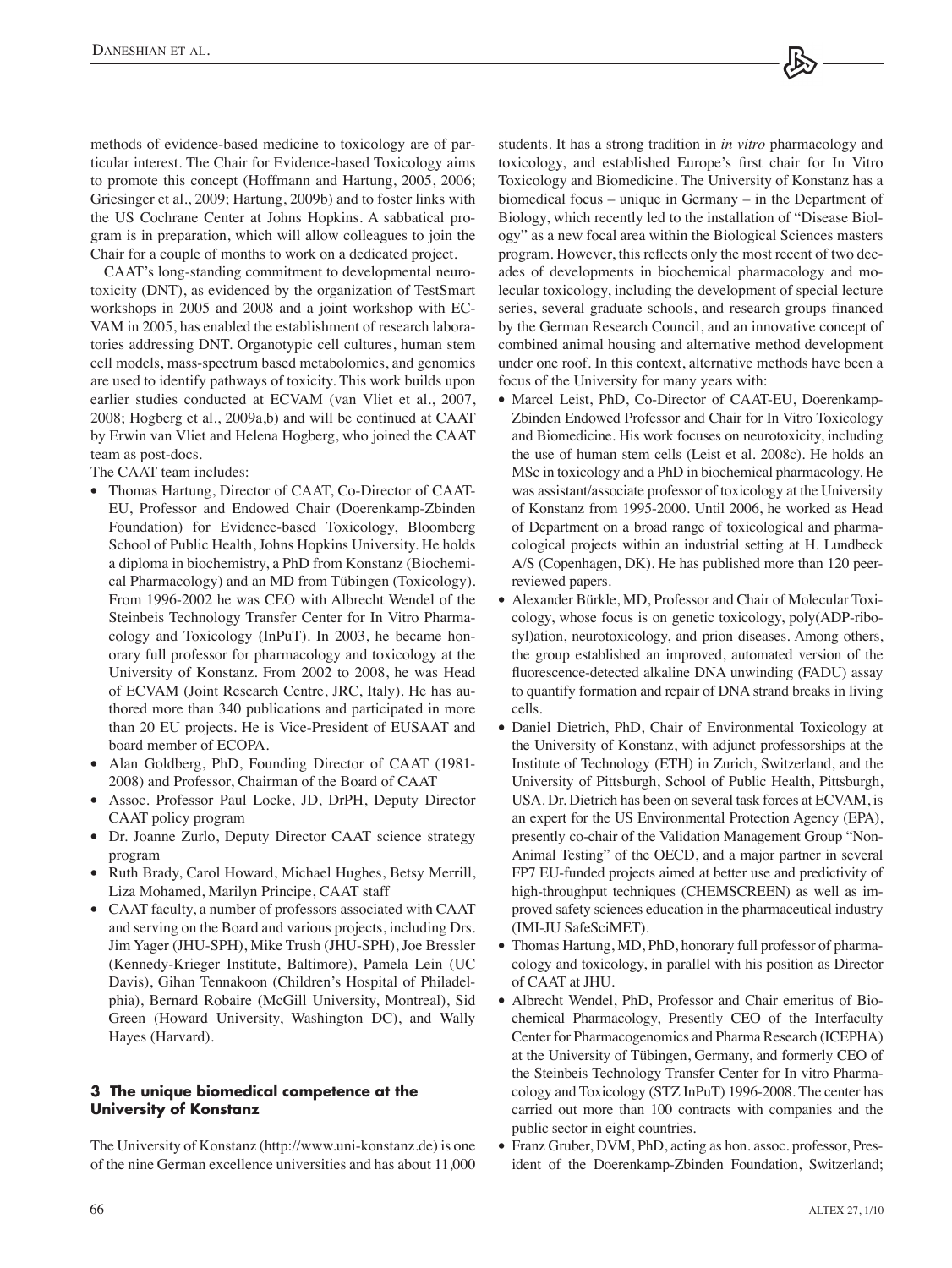methods of evidence-based medicine to toxicology are of particular interest. The Chair for Evidence-based Toxicology aims to promote this concept (Hoffmann and Hartung, 2005, 2006; Griesinger et al., 2009; Hartung, 2009b) and to foster links with the US Cochrane Center at Johns Hopkins. A sabbatical program is in preparation, which will allow colleagues to join the Chair for a couple of months to work on a dedicated project.

CAAT's long-standing commitment to developmental neurotoxicity (DNT), as evidenced by the organization of TestSmart workshops in 2005 and 2008 and a joint workshop with ECVAM in 2005, has enabled the establishment of research laboratories addressing DNT. Organotypic cell cultures, human stem cell models, mass-spectrum based metabolomics, and genomics are used to identify pathways of toxicity. This work builds upon earlier studies conducted at ECVAM (van Vliet et al., 2007, 2008; Hogberg et al., 2009a,b) and will be continued at CAAT by Erwin van Vliet and Helena Hogberg, who joined the CAAT team as post-docs.

The CAAT team includes:

- Thomas Hartung, Director of CAAT, Co-Director of CAAT-EU, Professor and Endowed Chair (Doerenkamp-Zbinden Foundation) for Evidence-based Toxicology, Bloomberg School of Public Health, Johns Hopkins University. He holds a diploma in biochemistry, a PhD from Konstanz (Biochemical Pharmacology) and an MD from Tübingen (Toxicology). From 1996-2002 he was CEO with Albrecht Wendel of the Steinbeis Technology Transfer Center for In Vitro Pharmacology and Toxicology (InPuT). In 2003, he became honorary full professor for pharmacology and toxicology at the University of Konstanz. From 2002 to 2008, he was Head of ECVAM (Joint Research Centre, JRC, Italy). He has authored more than 340 publications and participated in more than 20 EU projects. He is Vice-President of EUSAAT and board member of ECOPA.
- Alan Goldberg, PhD, Founding Director of CAAT (1981-2008) and Professor, Chairman of the Board of CAAT
- Assoc. Professor Paul Locke, JD, DrPH, Deputy Director CAAT policy program
- Dr. Joanne Zurlo, Deputy Director CAAT science strategy program
- Ruth Brady, Carol Howard, Michael Hughes, Betsy Merrill, Liza Mohamed, Marilyn Principe, CAAT staff
- CAAT faculty, a number of professors associated with CAAT and serving on the Board and various projects, including Drs. Jim Yager (JHU-SPH), Mike Trush (JHU-SPH), Joe Bressler (Kennedy-Krieger Institute, Baltimore), Pamela Lein (UC Davis), Gihan Tennakoon (Children's Hospital of Philadelphia), Bernard Robaire (McGill University, Montreal), Sid Green (Howard University, Washington DC), and Wally Hayes (Harvard).

## 3 The unique biomedical competence at the University of Konstanz

The University of Konstanz (http://www.uni-konstanz.de) is one of the nine German excellence universities and has about 11,000 students. It has a strong tradition in *in vitro* pharmacology and toxicology, and established Europe's first chair for In Vitro Toxicology and Biomedicine. The University of Konstanz has a biomedical focus – unique in Germany – in the Department of Biology, which recently led to the installation of "Disease Biology" as a new focal area within the Biological Sciences masters program. However, this reflects only the most recent of two decades of developments in biochemical pharmacology and molecular toxicology, including the development of special lecture series, several graduate schools, and research groups financed by the German Research Council, and an innovative concept of combined animal housing and alternative method development under one roof. In this context, alternative methods have been a focus of the University for many years with:

- Marcel Leist, PhD, Co-Director of CAAT-EU, Doerenkamp-Zbinden Endowed Professor and Chair for In Vitro Toxicology and Biomedicine. His work focuses on neurotoxicity, including the use of human stem cells (Leist et al. 2008c). He holds an MSc in toxicology and a PhD in biochemical pharmacology. He was assistant/associate professor of toxicology at the University of Konstanz from 1995-2000. Until 2006, he worked as Head of Department on a broad range of toxicological and pharmacological projects within an industrial setting at H. Lundbeck A/S (Copenhagen, DK). He has published more than 120 peer-reviewed papers.
- Alexander Bürkle, MD, Professor and Chair of Molecular Toxicology, whose focus is on genetic toxicology, poly(ADP-ribosyl)ation, neurotoxicology, and prion diseases. Among others, the group established an improved, automated version of the fluorescence-detected alkaline DNA unwinding (FADU) assay to quantify formation and repair of DNA strand breaks in living cells.
- Daniel Dietrich, PhD, Chair of Environmental Toxicology at the University of Konstanz, with adjunct professorships at the Institute of Technology (ETH) in Zurich, Switzerland, and the University of Pittsburgh, School of Public Health, Pittsburgh, USA. Dr. Dietrich has been on several task forces at ECVAM, is an expert for the US Environmental Protection Agency (EPA), presently co-chair of the Validation Management Group "Non-Animal Testing" of the OECD, and a major partner in several FP7 EU-funded projects aimed at better use and predictivity of high-throughput techniques (CHEMSCREEN) as well as improved safety sciences education in the pharmaceutical industry (IMI-JU SafeSciMET).
- Thomas Hartung, MD, PhD, honorary full professor of pharmacology and toxicology, in parallel with his position as Director of CAAT at JHU.
- Albrecht Wendel, PhD, Professor and Chair emeritus of Biochemical Pharmacology, Presently CEO of the Interfaculty Center for Pharmacogenomics and Pharma Research (ICEPHA) at the University of Tübingen, Germany, and formerly CEO of the Steinbeis Technology Transfer Center for In vitro Pharmacology and Toxicology (STZ InPuT) 1996-2008. The center has carried out more than 100 contracts with companies and the public sector in eight countries.
- Franz Gruber, DVM, PhD, acting as hon. assoc. professor, President of the Doerenkamp-Zbinden Foundation, Switzerland;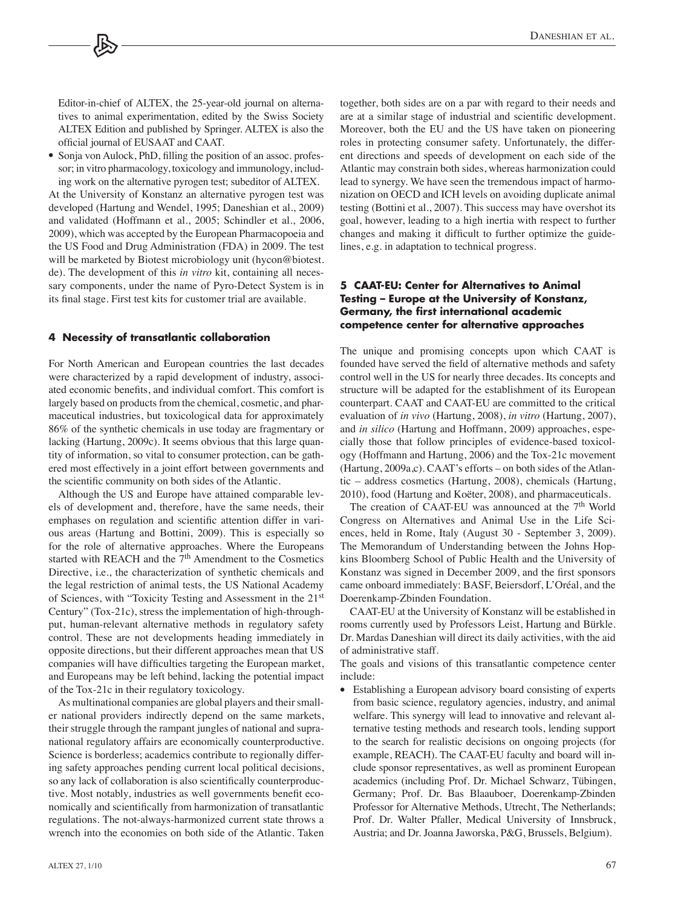Editor-in-chief of ALTEX, the 25-year-old journal on alternatives to animal experimentation, edited by the Swiss Society ALTEX Edition and published by Springer. ALTEX is also the official journal of EUSAAT and CAAT.

- Sonja von Aulock, PhD, filling the position of an assoc. professor; in vitro pharmacology, toxicology and immunology, including work on the alternative pyrogen test; subeditor of ALTEX.

At the University of Konstanz an alternative pyrogen test was developed (Hartung and Wendel, 1995; Daneshian et al., 2009) and validated (Hoffmann et al., 2005; Schindler et al., 2006, 2009), which was accepted by the European Pharmacopoeia and the US Food and Drug Administration (FDA) in 2009. The test will be marketed by Biotest microbiology unit (hycon@biotest.de). The development of this *in vitro* kit, containing all necessary components, under the name of Pyro-Detect System is in its final stage. First test kits for customer trial are available.

## 4 Necessity of transatlantic collaboration

For North American and European countries the last decades were characterized by a rapid development of industry, associated economic benefits, and individual comfort. This comfort is largely based on products from the chemical, cosmetic, and pharmaceutical industries, but toxicological data for approximately 86% of the synthetic chemicals in use today are fragmentary or lacking (Hartung, 2009c). It seems obvious that this large quantity of information, so vital to consumer protection, can be gathered most effectively in a joint effort between governments and the scientific community on both sides of the Atlantic.

Although the US and Europe have attained comparable levels of development and, therefore, have the same needs, their emphases on regulation and scientific attention differ in various areas (Hartung and Bottini, 2009). This is especially so for the role of alternative approaches. Where the Europeans started with REACH and the 7th Amendment to the Cosmetics Directive, i.e., the characterization of synthetic chemicals and the legal restriction of animal tests, the US National Academy of Sciences, with "Toxicity Testing and Assessment in the 21st Century" (Tox-21c), stress the implementation of high-throughput, human-relevant alternative methods in regulatory safety control. These are not developments heading immediately in opposite directions, but their different approaches mean that US companies will have difficulties targeting the European market, and Europeans may be left behind, lacking the potential impact of the Tox-21c in their regulatory toxicology.

As multinational companies are global players and their smaller national providers indirectly depend on the same markets, their struggle through the rampant jungles of national and supranational regulatory affairs are economically counterproductive. Science is borderless; academics contribute to regionally differing safety approaches pending current local political decisions, so any lack of collaboration is also scientifically counterproductive. Most notably, industries as well governments benefit economically and scientifically from harmonization of transatlantic regulations. The not-always-harmonized current state throws a wrench into the economies on both side of the Atlantic. Taken together, both sides are on a par with regard to their needs and are at a similar stage of industrial and scientific development. Moreover, both the EU and the US have taken on pioneering roles in protecting consumer safety. Unfortunately, the different directions and speeds of development on each side of the Atlantic may constrain both sides, whereas harmonization could lead to synergy. We have seen the tremendous impact of harmonization on OECD and ICH levels on avoiding duplicate animal testing (Bottini et al., 2007). This success may have overshot its goal, however, leading to a high inertia with respect to further changes and making it difficult to further optimize the guidelines, e.g. in adaptation to technical progress.

## 5 CAAT-EU: Center for Alternatives to Animal Testing – Europe at the University of Konstanz, Germany, the first international academic competence center for alternative approaches

The unique and promising concepts upon which CAAT is founded have served the field of alternative methods and safety control well in the US for nearly three decades. Its concepts and structure will be adapted for the establishment of its European counterpart. CAAT and CAAT-EU are committed to the critical evaluation of *in vivo* (Hartung, 2008), *in vitro* (Hartung, 2007), and *in silico* (Hartung and Hoffmann, 2009) approaches, especially those that follow principles of evidence-based toxicology (Hoffmann and Hartung, 2006) and the Tox-21c movement (Hartung, 2009a,c). CAAT's efforts – on both sides of the Atlantic – address cosmetics (Hartung, 2008), chemicals (Hartung, 2010), food (Hartung and Koëter, 2008), and pharmaceuticals.

The creation of CAAT-EU was announced at the 7th World Congress on Alternatives and Animal Use in the Life Sciences, held in Rome, Italy (August 30 - September 3, 2009). The Memorandum of Understanding between the Johns Hopkins Bloomberg School of Public Health and the University of Konstanz was signed in December 2009, and the first sponsors came onboard immediately: BASF, Beiersdorf, L'Oréal, and the Doerenkamp-Zbinden Foundation.

CAAT-EU at the University of Konstanz will be established in rooms currently used by Professors Leist, Hartung and Bürkle. Dr. Mardas Daneshian will direct its daily activities, with the aid of administrative staff.

The goals and visions of this transatlantic competence center include:

- Establishing a European advisory board consisting of experts from basic science, regulatory agencies, industry, and animal welfare. This synergy will lead to innovative and relevant alternative testing methods and research tools, lending support to the search for realistic decisions on ongoing projects (for example, REACH). The CAAT-EU faculty and board will include sponsor representatives, as well as prominent European academics (including Prof. Dr. Michael Schwarz, Tübingen, Germany; Prof. Dr. Bas Blaauboer, Doerenkamp-Zbinden Professor for Alternative Methods, Utrecht, The Netherlands; Prof. Dr. Walter Pfaller, Medical University of Innsbruck, Austria; and Dr. Joanna Jaworska, P&G, Brussels, Belgium).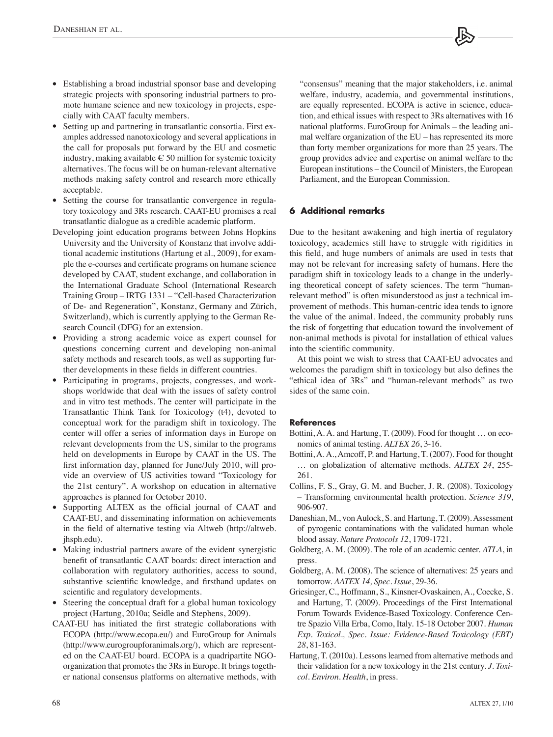- Establishing a broad industrial sponsor base and developing strategic projects with sponsoring industrial partners to promote humane science and new toxicology in projects, especially with CAAT faculty members.
- Setting up and partnering in transatlantic consortia. First examples addressed nanotoxicology and several applications in the call for proposals put forward by the EU and cosmetic industry, making available € 50 million for systemic toxicity alternatives. The focus will be on human-relevant alternative methods making safety control and research more ethically acceptable.
- Setting the course for transatlantic convergence in regulatory toxicology and 3Rs research. CAAT-EU promises a real transatlantic dialogue as a credible academic platform.

Developing joint education programs between Johns Hopkins University and the University of Konstanz that involve additional academic institutions (Hartung et al., 2009), for example the e-courses and certificate programs on humane science developed by CAAT, student exchange, and collaboration in the International Graduate School (International Research Training Group – IRTG 1331 – "Cell-based Characterization of De- and Regeneration", Konstanz, Germany and Zürich, Switzerland), which is currently applying to the German Research Council (DFG) for an extension.

- Providing a strong academic voice as expert counsel for questions concerning current and developing non-animal safety methods and research tools, as well as supporting further developments in these fields in different countries.
- Participating in programs, projects, congresses, and workshops worldwide that deal with the issues of safety control and in vitro test methods. The center will participate in the Transatlantic Think Tank for Toxicology (t4), devoted to conceptual work for the paradigm shift in toxicology. The center will offer a series of information days in Europe on relevant developments from the US, similar to the programs held on developments in Europe by CAAT in the US. The first information day, planned for June/July 2010, will provide an overview of US activities toward "Toxicology for the 21st century". A workshop on education in alternative approaches is planned for October 2010.
- Supporting ALTEX as the official journal of CAAT and CAAT-EU, and disseminating information on achievements in the field of alternative testing via Altweb (http://altweb.jhsph.edu).
- Making industrial partners aware of the evident synergistic benefit of transatlantic CAAT boards: direct interaction and collaboration with regulatory authorities, access to sound, substantive scientific knowledge, and firsthand updates on scientific and regulatory developments.
- Steering the conceptual draft for a global human toxicology project (Hartung, 2010a; Seidle and Stephens, 2009).

CAAT-EU has initiated the first strategic collaborations with ECOPA (http://www.ecopa.eu/) and EuroGroup for Animals (http://www.eurogroupforanimals.org/), which are represented on the CAAT-EU board. ECOPA is a quadripartite NGO-organization that promotes the 3Rs in Europe. It brings together national consensus platforms on alternative methods, with "consensus" meaning that the major stakeholders, i.e. animal welfare, industry, academia, and governmental institutions, are equally represented. ECOPA is active in science, education, and ethical issues with respect to 3Rs alternatives with 16 national platforms. EuroGroup for Animals – the leading animal welfare organization of the EU – has represented its more than forty member organizations for more than 25 years. The group provides advice and expertise on animal welfare to the European institutions – the Council of Ministers, the European Parliament, and the European Commission.

## 6 Additional remarks

Due to the hesitant awakening and high inertia of regulatory toxicology, academics still have to struggle with rigidities in this field, and huge numbers of animals are used in tests that may not be relevant for increasing safety of humans. Here the paradigm shift in toxicology leads to a change in the underlying theoretical concept of safety sciences. The term "human-relevant method" is often misunderstood as just a technical improvement of methods. This human-centric idea tends to ignore the value of the animal. Indeed, the community probably runs the risk of forgetting that education toward the involvement of non-animal methods is pivotal for installation of ethical values into the scientific community.

At this point we wish to stress that CAAT-EU advocates and welcomes the paradigm shift in toxicology but also defines the "ethical idea of 3Rs" and "human-relevant methods" as two sides of the same coin.

## References

Bottini, A. A. and Hartung, T. (2009). Food for thought … on economics of animal testing. *ALTEX 26*, 3-16.

Bottini, A. A., Amcoff, P. and Hartung, T. (2007). Food for thought … on globalization of alternative methods. *ALTEX 24*, 255-261.

Collins, F. S., Gray, G. M. and Bucher, J. R. (2008). Toxicology – Transforming environmental health protection. *Science 319*, 906-907.

Daneshian, M., von Aulock, S. and Hartung, T. (2009). Assessment of pyrogenic contaminations with the validated human whole blood assay. *Nature Protocols 12*, 1709-1721.

Goldberg, A. M. (2009). The role of an academic center. *ATLA*, in press.

Goldberg, A. M. (2008). The science of alternatives: 25 years and tomorrow. *AATEX 14, Spec. Issue*, 29-36.

Griesinger, C., Hoffmann, S., Kinsner-Ovaskainen, A., Coecke, S. and Hartung, T. (2009). Proceedings of the First International Forum Towards Evidence-Based Toxicology. Conference Centre Spazio Villa Erba, Como, Italy. 15-18 October 2007. *Human Exp. Toxicol., Spec. Issue: Evidence-Based Toxicology (EBT) 28*, 81-163.

Hartung, T. (2010a). Lessons learned from alternative methods and their validation for a new toxicology in the 21st century. *J. Toxicol. Environ. Health*, in press.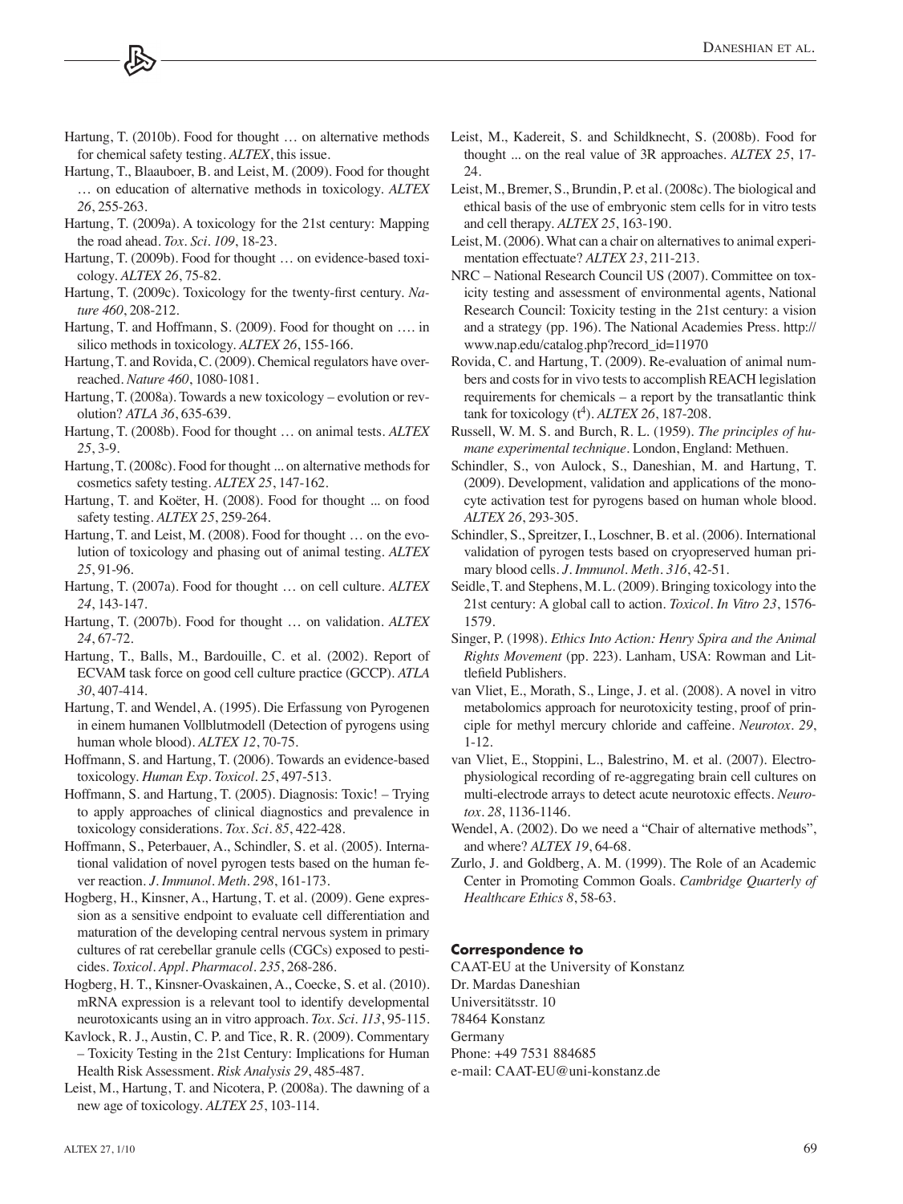Hartung, T. (2010b). Food for thought … on alternative methods for chemical safety testing. *ALTEX*, this issue.

Hartung, T., Blaauboer, B. and Leist, M. (2009). Food for thought … on education of alternative methods in toxicology. *ALTEX 26*, 255-263.

Hartung, T. (2009a). A toxicology for the 21st century: Mapping the road ahead. *Tox. Sci. 109*, 18-23.

Hartung, T. (2009b). Food for thought … on evidence-based toxicology. *ALTEX 26*, 75-82.

Hartung, T. (2009c). Toxicology for the twenty-first century. *Nature 460*, 208-212.

Hartung, T. and Hoffmann, S. (2009). Food for thought on …. in silico methods in toxicology. *ALTEX 26*, 155-166.

Hartung, T. and Rovida, C. (2009). Chemical regulators have overreached. *Nature 460*, 1080-1081.

Hartung, T. (2008a). Towards a new toxicology – evolution or revolution? *ATLA 36*, 635-639.

Hartung, T. (2008b). Food for thought … on animal tests. *ALTEX 25*, 3-9.

Hartung, T. (2008c). Food for thought ... on alternative methods for cosmetics safety testing. *ALTEX 25*, 147-162.

Hartung, T. and Koëter, H. (2008). Food for thought ... on food safety testing. *ALTEX 25*, 259-264.

Hartung, T. and Leist, M. (2008). Food for thought … on the evolution of toxicology and phasing out of animal testing. *ALTEX 25*, 91-96.

Hartung, T. (2007a). Food for thought … on cell culture. *ALTEX 24*, 143-147.

Hartung, T. (2007b). Food for thought … on validation. *ALTEX 24*, 67-72.

Hartung, T., Balls, M., Bardouille, C. et al. (2002). Report of ECVAM task force on good cell culture practice (GCCP). *ATLA 30*, 407-414.

Hartung, T. and Wendel, A. (1995). Die Erfassung von Pyrogenen in einem humanen Vollblutmodell (Detection of pyrogens using human whole blood). *ALTEX 12*, 70-75.

Hoffmann, S. and Hartung, T. (2006). Towards an evidence-based toxicology. *Human Exp. Toxicol. 25*, 497-513.

Hoffmann, S. and Hartung, T. (2005). Diagnosis: Toxic! – Trying to apply approaches of clinical diagnostics and prevalence in toxicology considerations. *Tox. Sci. 85*, 422-428.

Hoffmann, S., Peterbauer, A., Schindler, S. et al. (2005). International validation of novel pyrogen tests based on the human fever reaction. *J. Immunol. Meth. 298*, 161-173.

Hogberg, H., Kinsner, A., Hartung, T. et al. (2009). Gene expression as a sensitive endpoint to evaluate cell differentiation and maturation of the developing central nervous system in primary cultures of rat cerebellar granule cells (CGCs) exposed to pesticides. *Toxicol. Appl. Pharmacol. 235*, 268-286.

Hogberg, H. T., Kinsner-Ovaskainen, A., Coecke, S. et al. (2010). mRNA expression is a relevant tool to identify developmental neurotoxicants using an in vitro approach. *Tox. Sci. 113*, 95-115.

Kavlock, R. J., Austin, C. P. and Tice, R. R. (2009). Commentary – Toxicity Testing in the 21st Century: Implications for Human Health Risk Assessment. *Risk Analysis 29*, 485-487.

Leist, M., Hartung, T. and Nicotera, P. (2008a). The dawning of a new age of toxicology. *ALTEX 25*, 103-114.

Leist, M., Kadereit, S. and Schildknecht, S. (2008b). Food for thought ... on the real value of 3R approaches. *ALTEX 25*, 17-24.

Leist, M., Bremer, S., Brundin, P. et al. (2008c). The biological and ethical basis of the use of embryonic stem cells for in vitro tests and cell therapy. *ALTEX 25*, 163-190.

Leist, M. (2006). What can a chair on alternatives to animal experimentation effectuate? *ALTEX 23*, 211-213.

NRC – National Research Council US (2007). Committee on toxicity testing and assessment of environmental agents, National Research Council: Toxicity testing in the 21st century: a vision and a strategy (pp. 196). The National Academies Press. http://www.nap.edu/catalog.php?record_id=11970

Rovida, C. and Hartung, T. (2009). Re-evaluation of animal numbers and costs for in vivo tests to accomplish REACH legislation requirements for chemicals – a report by the transatlantic think tank for toxicology ($t^4$). *ALTEX 26*, 187-208.

Russell, W. M. S. and Burch, R. L. (1959). *The principles of humane experimental technique*. London, England: Methuen.

Schindler, S., von Aulock, S., Daneshian, M. and Hartung, T. (2009). Development, validation and applications of the monocyte activation test for pyrogens based on human whole blood. *ALTEX 26*, 293-305.

Schindler, S., Spreitzer, I., Loschner, B. et al. (2006). International validation of pyrogen tests based on cryopreserved human primary blood cells. *J. Immunol. Meth. 316*, 42-51.

Seidle, T. and Stephens, M. L. (2009). Bringing toxicology into the 21st century: A global call to action. *Toxicol. In Vitro 23*, 1576-1579.

Singer, P. (1998). *Ethics Into Action: Henry Spira and the Animal Rights Movement* (pp. 223). Lanham, USA: Rowman and Littlefield Publishers.

van Vliet, E., Morath, S., Linge, J. et al. (2008). A novel in vitro metabolomics approach for neurotoxicity testing, proof of principle for methyl mercury chloride and caffeine. *Neurotox. 29*, 1-12.

van Vliet, E., Stoppini, L., Balestrino, M. et al. (2007). Electrophysiological recording of re-aggregating brain cell cultures on multi-electrode arrays to detect acute neurotoxic effects. *Neurotox. 28*, 1136-1146.

Wendel, A. (2002). Do we need a "Chair of alternative methods", and where? *ALTEX 19*, 64-68.

Zurlo, J. and Goldberg, A. M. (1999). The Role of an Academic Center in Promoting Common Goals. *Cambridge Quarterly of Healthcare Ethics 8*, 58-63.

**Correspondence to**

CAAT-EU at the University of Konstanz
Dr. Mardas Daneshian
Universitätsstr. 10
78464 Konstanz
Germany
Phone: +49 7531 884685
e-mail: CAAT-EU@uni-konstanz.de